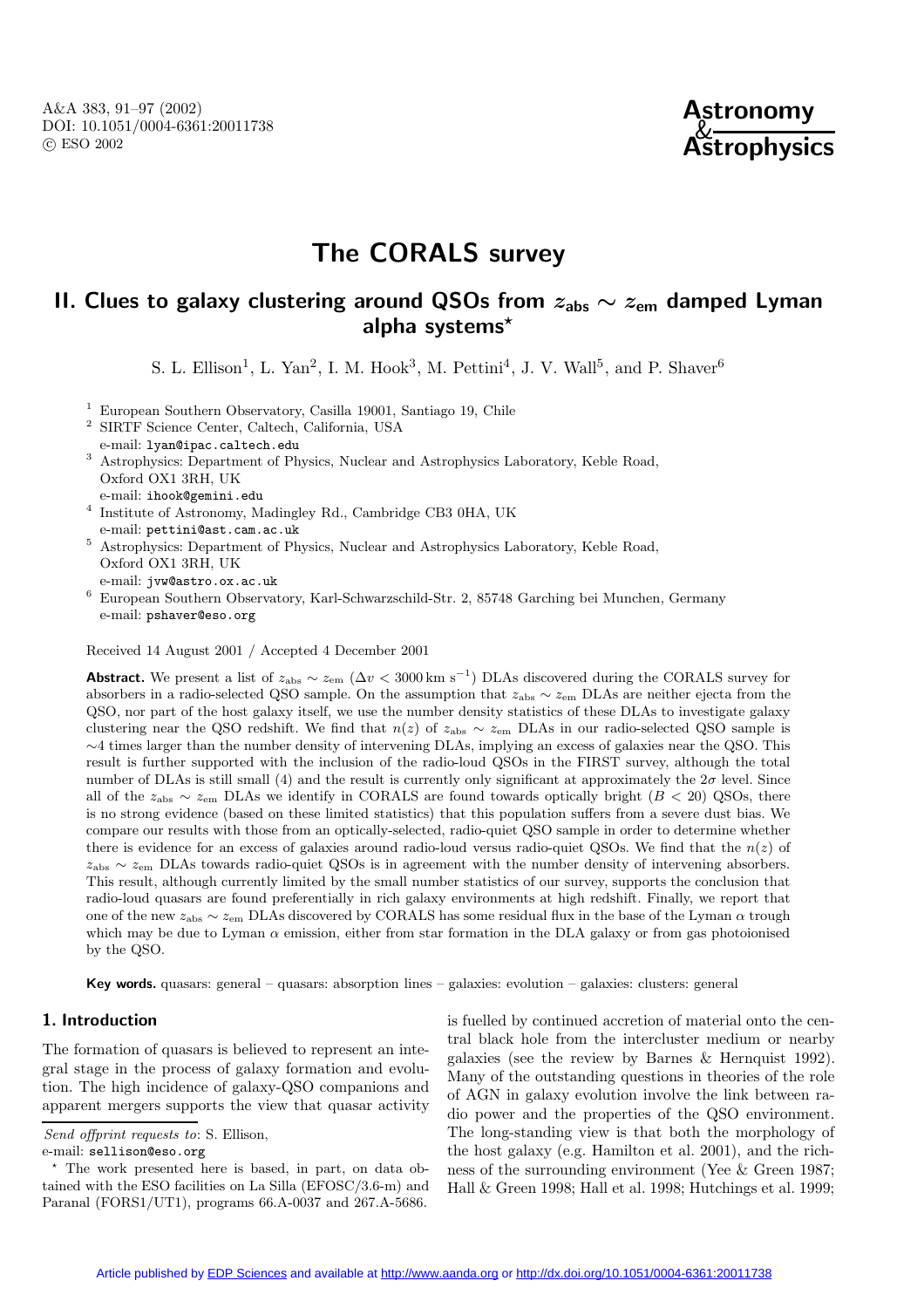# The CORALS survey

## II. Clues to galaxy clustering around QSOs from $z_{\rm abs} \sim z_{\rm em}$ damped Lyman alpha systems*

S. L. Ellison[1], L. Yan[2], I. M. Hook[3], M. Pettini[4], J. V. Wall[5], and P. Shaver[6]

[1] European Southern Observatory, Casilla 19001, Santiago 19, Chile
[2] SIRTF Science Center, Caltech, California, USA
e-mail: lyan@ipac.caltech.edu
[3] Astrophysics: Department of Physics, Nuclear and Astrophysics Laboratory, Keble Road, Oxford OX1 3RH, UK
e-mail: ihook@gemini.edu
[4] Institute of Astronomy, Madingley Rd., Cambridge CB3 0HA, UK
e-mail: pettini@ast.cam.ac.uk
[5] Astrophysics: Department of Physics, Nuclear and Astrophysics Laboratory, Keble Road, Oxford OX1 3RH, UK
e-mail: jvw@astro.ox.ac.uk
[6] European Southern Observatory, Karl-Schwarzschild-Str. 2, 85748 Garching bei Munchen, Germany
e-mail: pshaver@eso.org

Received 14 August 2001 / Accepted 4 December 2001

**Abstract.** We present a list of $z_{\rm abs} \sim z_{\rm em}$ ($\Delta v < 3000$ km s$^{-1}$) DLAs discovered during the CORALS survey for absorbers in a radio-selected QSO sample. On the assumption that $z_{\rm abs} \sim z_{\rm em}$ DLAs are neither ejecta from the QSO, nor part of the host galaxy itself, we use the number density statistics of these DLAs to investigate galaxy clustering near the QSO redshift. We find that $n(z)$ of $z_{\rm abs} \sim z_{\rm em}$ DLAs in our radio-selected QSO sample is $\sim$4 times larger than the number density of intervening DLAs, implying an excess of galaxies near the QSO. This result is further supported with the inclusion of the radio-loud QSOs in the FIRST survey, although the total number of DLAs is still small (4) and the result is currently only significant at approximately the $2\sigma$ level. Since all of the $z_{\rm abs} \sim z_{\rm em}$ DLAs we identify in CORALS are found towards optically bright ($B < 20$) QSOs, there is no strong evidence (based on these limited statistics) that this population suffers from a severe dust bias. We compare our results with those from an optically-selected, radio-quiet QSO sample in order to determine whether there is evidence for an excess of galaxies around radio-loud versus radio-quiet QSOs. We find that the $n(z)$ of $z_{\rm abs} \sim z_{\rm em}$ DLAs towards radio-quiet QSOs is in agreement with the number density of intervening absorbers. This result, although currently limited by the small number statistics of our survey, supports the conclusion that radio-loud quasars are found preferentially in rich galaxy environments at high redshift. Finally, we report that one of the new $z_{\rm abs} \sim z_{\rm em}$ DLAs discovered by CORALS has some residual flux in the base of the Lyman $\alpha$ trough which may be due to Lyman $\alpha$ emission, either from star formation in the DLA galaxy or from gas photoionised by the QSO.

**Key words.** quasars: general – quasars: absorption lines – galaxies: evolution – galaxies: clusters: general

## 1. Introduction

The formation of quasars is believed to represent an integral stage in the process of galaxy formation and evolution. The high incidence of galaxy-QSO companions and apparent mergers supports the view that quasar activity is fuelled by continued accretion of material onto the central black hole from the intercluster medium or nearby galaxies (see the review by Barnes & Hernquist 1992). Many of the outstanding questions in theories of the role of AGN in galaxy evolution involve the link between radio power and the properties of the QSO environment. The long-standing view is that both the morphology of the host galaxy (e.g. Hamilton et al. 2001), and the richness of the surrounding environment (Yee & Green 1987; Hall & Green 1998; Hall et al. 1998; Hutchings et al. 1999;

---

Send offprint requests to: S. Ellison,
e-mail: sellison@eso.org

* The work presented here is based, in part, on data obtained with the ESO facilities on La Silla (EFOSC/3.6-m) and Paranal (FORS1/UT1), programs 66.A-0037 and 267.A-5686.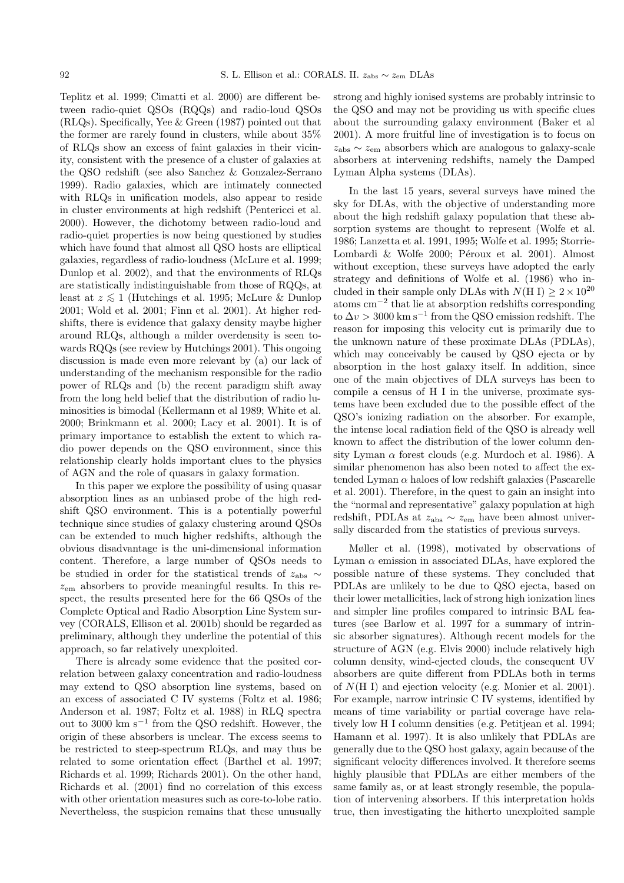Teplitz et al. 1999; Cimatti et al. 2000) are different between radio-quiet QSOs (RQQs) and radio-loud QSOs (RLQs). Specifically, Yee & Green (1987) pointed out that the former are rarely found in clusters, while about 35% of RLQs show an excess of faint galaxies in their vicinity, consistent with the presence of a cluster of galaxies at the QSO redshift (see also Sanchez & Gonzalez-Serrano 1999). Radio galaxies, which are intimately connected with RLQs in unification models, also appear to reside in cluster environments at high redshift (Pentericci et al. 2000). However, the dichotomy between radio-loud and radio-quiet properties is now being questioned by studies which have found that almost all QSO hosts are elliptical galaxies, regardless of radio-loudness (McLure et al. 1999; Dunlop et al. 2002), and that the environments of RLQs are statistically indistinguishable from those of RQQs, at least at $z \lesssim 1$ (Hutchings et al. 1995; McLure & Dunlop 2001; Wold et al. 2001; Finn et al. 2001). At higher redshifts, there is evidence that galaxy density maybe higher around RLQs, although a milder overdensity is seen towards RQQs (see review by Hutchings 2001). This ongoing discussion is made even more relevant by (a) our lack of understanding of the mechanism responsible for the radio power of RLQs and (b) the recent paradigm shift away from the long held belief that the distribution of radio luminosities is bimodal (Kellermann et al 1989; White et al. 2000; Brinkmann et al. 2000; Lacy et al. 2001). It is of primary importance to establish the extent to which radio power depends on the QSO environment, since this relationship clearly holds important clues to the physics of AGN and the role of quasars in galaxy formation.

In this paper we explore the possibility of using quasar absorption lines as an unbiased probe of the high redshift QSO environment. This is a potentially powerful technique since studies of galaxy clustering around QSOs can be extended to much higher redshifts, although the obvious disadvantage is the uni-dimensional information content. Therefore, a large number of QSOs needs to be studied in order for the statistical trends of $z_{\rm abs} \sim z_{\rm em}$ absorbers to provide meaningful results. In this respect, the results presented here for the 66 QSOs of the Complete Optical and Radio Absorption Line System survey (CORALS, Ellison et al. 2001b) should be regarded as preliminary, although they underline the potential of this approach, so far relatively unexploited.

There is already some evidence that the posited correlation between galaxy concentration and radio-loudness may extend to QSO absorption line systems, based on an excess of associated C IV systems (Foltz et al. 1986; Anderson et al. 1987; Foltz et al. 1988) in RLQ spectra out to 3000 km s$^{-1}$ from the QSO redshift. However, the origin of these absorbers is unclear. The excess seems to be restricted to steep-spectrum RLQs, and may thus be related to some orientation effect (Barthel et al. 1997; Richards et al. 1999; Richards 2001). On the other hand, Richards et al. (2001) find no correlation of this excess with other orientation measures such as core-to-lobe ratio. Nevertheless, the suspicion remains that these unusually strong and highly ionised systems are probably intrinsic to the QSO and may not be providing us with specific clues about the surrounding galaxy environment (Baker et al 2001). A more fruitful line of investigation is to focus on $z_{\rm abs} \sim z_{\rm em}$ absorbers which are analogous to galaxy-scale absorbers at intervening redshifts, namely the Damped Lyman Alpha systems (DLAs).

In the last 15 years, several surveys have mined the sky for DLAs, with the objective of understanding more about the high redshift galaxy population that these absorption systems are thought to represent (Wolfe et al. 1986; Lanzetta et al. 1991, 1995; Wolfe et al. 1995; Storrie-Lombardi & Wolfe 2000; Péroux et al. 2001). Almost without exception, these surveys have adopted the early strategy and definitions of Wolfe et al. (1986) who included in their sample only DLAs with $N$(H I) $\geq 2 \times 10^{20}$ atoms cm$^{-2}$ that lie at absorption redshifts corresponding to $\Delta v > 3000$ km s$^{-1}$ from the QSO emission redshift. The reason for imposing this velocity cut is primarily due to the unknown nature of these proximate DLAs (PDLAs), which may conceivably be caused by QSO ejecta or by absorption in the host galaxy itself. In addition, since one of the main objectives of DLA surveys has been to compile a census of H I in the universe, proximate systems have been excluded due to the possible effect of the QSO's ionizing radiation on the absorber. For example, the intense local radiation field of the QSO is already well known to affect the distribution of the lower column density Lyman $\alpha$ forest clouds (e.g. Murdoch et al. 1986). A similar phenomenon has also been noted to affect the extended Lyman $\alpha$ haloes of low redshift galaxies (Pascarelle et al. 2001). Therefore, in the quest to gain an insight into the "normal and representative" galaxy population at high redshift, PDLAs at $z_{\rm abs} \sim z_{\rm em}$ have been almost universally discarded from the statistics of previous surveys.

Møller et al. (1998), motivated by observations of Lyman $\alpha$ emission in associated DLAs, have explored the possible nature of these systems. They concluded that PDLAs are unlikely to be due to QSO ejecta, based on their lower metallicities, lack of strong high ionization lines and simpler line profiles compared to intrinsic BAL features (see Barlow et al. 1997 for a summary of intrinsic absorber signatures). Although recent models for the structure of AGN (e.g. Elvis 2000) include relatively high column density, wind-ejected clouds, the consequent UV absorbers are quite different from PDLAs both in terms of $N$(H I) and ejection velocity (e.g. Monier et al. 2001). For example, narrow intrinsic C IV systems, identified by means of time variability or partial coverage have relatively low H I column densities (e.g. Petitjean et al. 1994; Hamann et al. 1997). It is also unlikely that PDLAs are generally due to the QSO host galaxy, again because of the significant velocity differences involved. It therefore seems highly plausible that PDLAs are either members of the same family as, or at least strongly resemble, the population of intervening absorbers. If this interpretation holds true, then investigating the hitherto unexploited sample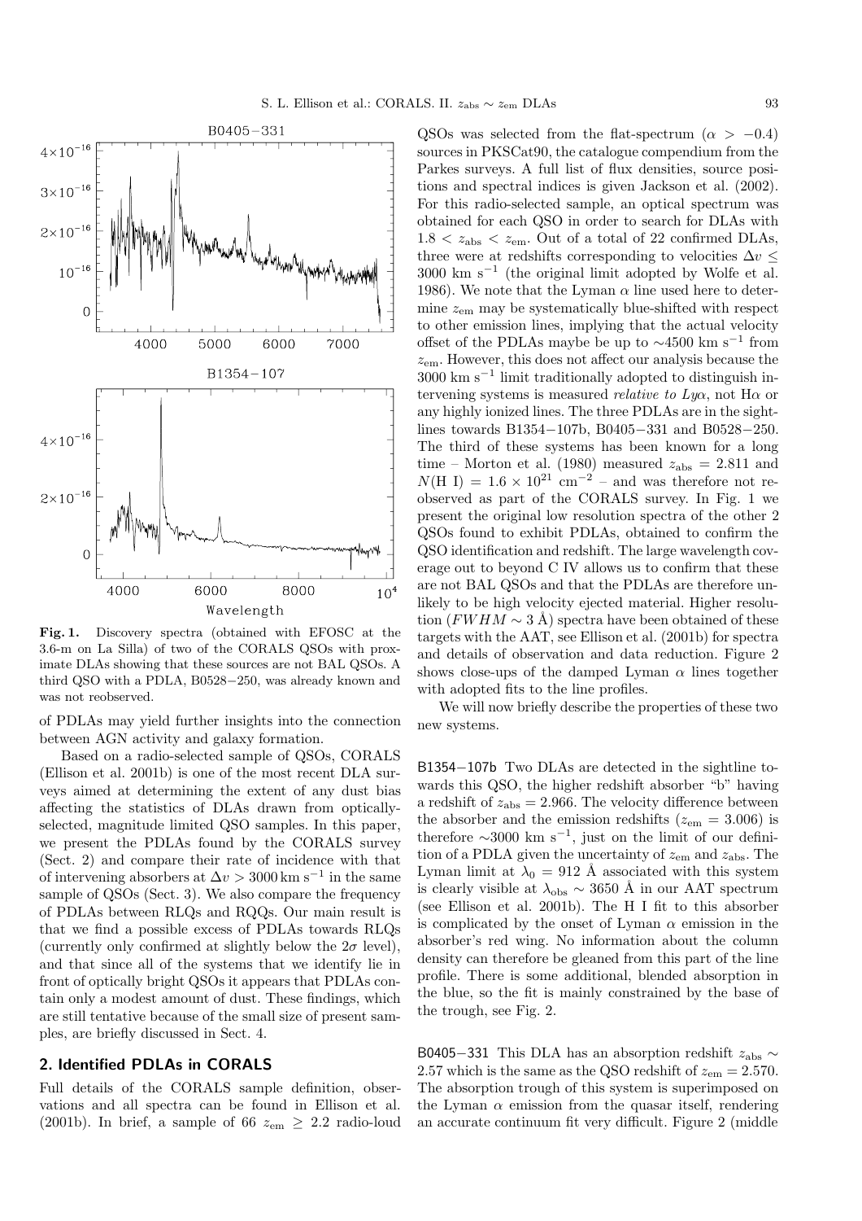B0405−331

4×10$^{-16}$

3×10$^{-16}$

2×10$^{-16}$

10$^{-16}$

0

4000 5000 6000 7000

B1354−107

4×10$^{-16}$

2×10$^{-16}$

0

4000 6000 8000 10$^{4}$

Wavelength

**Fig. 1.** Discovery spectra (obtained with EFOSC at the 3.6-m on La Silla) of two of the CORALS QSOs with proximate DLAs showing that these sources are not BAL QSOs. A third QSO with a PDLA, B0528−250, was already known and was not reobserved.

of PDLAs may yield further insights into the connection between AGN activity and galaxy formation.

Based on a radio-selected sample of QSOs, CORALS (Ellison et al. 2001b) is one of the most recent DLA surveys aimed at determining the extent of any dust bias affecting the statistics of DLAs drawn from optically-selected, magnitude limited QSO samples. In this paper, we present the PDLAs found by the CORALS survey (Sect. 2) and compare their rate of incidence with that of intervening absorbers at $\Delta v > 3000\,\mathrm{km\,s^{-1}}$ in the same sample of QSOs (Sect. 3). We also compare the frequency of PDLAs between RLQs and RQQs. Our main result is that we find a possible excess of PDLAs towards RLQs (currently only confirmed at slightly below the $2\sigma$ level), and that since all of the systems that we identify lie in front of optically bright QSOs it appears that PDLAs contain only a modest amount of dust. These findings, which are still tentative because of the small size of present samples, are briefly discussed in Sect. 4.

## 2. Identified PDLAs in CORALS

Full details of the CORALS sample definition, observations and all spectra can be found in Ellison et al. (2001b). In brief, a sample of 66 $z_{\mathrm{em}} \geq 2.2$ radio-loud QSOs was selected from the flat-spectrum ($\alpha > -0.4$) sources in PKSCat90, the catalogue compendium from the Parkes surveys. A full list of flux densities, source positions and spectral indices is given Jackson et al. (2002). For this radio-selected sample, an optical spectrum was obtained for each QSO in order to search for DLAs with $1.8 < z_{\mathrm{abs}} < z_{\mathrm{em}}$. Out of a total of 22 confirmed DLAs, three were at redshifts corresponding to velocities $\Delta v \leq 3000$ km s$^{-1}$ (the original limit adopted by Wolfe et al. 1986). We note that the Lyman $\alpha$ line used here to determine $z_{\mathrm{em}}$ may be systematically blue-shifted with respect to other emission lines, implying that the actual velocity offset of the PDLAs maybe be up to $\sim$4500 km s$^{-1}$ from $z_{\mathrm{em}}$. However, this does not affect our analysis because the 3000 km s$^{-1}$ limit traditionally adopted to distinguish intervening systems is measured *relative to Ly$\alpha$*, not H$\alpha$ or any highly ionized lines. The three PDLAs are in the sightlines towards B1354−107b, B0405−331 and B0528−250. The third of these systems has been known for a long time – Morton et al. (1980) measured $z_{\mathrm{abs}} = 2.811$ and $N(\mathrm{H\ I}) = 1.6 \times 10^{21}$ cm$^{-2}$ – and was therefore not reobserved as part of the CORALS survey. In Fig. 1 we present the original low resolution spectra of the other 2 QSOs found to exhibit PDLAs, obtained to confirm the QSO identification and redshift. The large wavelength coverage out to beyond C IV allows us to confirm that these are not BAL QSOs and that the PDLAs are therefore unlikely to be high velocity ejected material. Higher resolution ($FWHM \sim 3$ Å) spectra have been obtained of these targets with the AAT, see Ellison et al. (2001b) for spectra and details of observation and data reduction. Figure 2 shows close-ups of the damped Lyman $\alpha$ lines together with adopted fits to the line profiles.

We will now briefly describe the properties of these two new systems.

B1354−107b Two DLAs are detected in the sightline towards this QSO, the higher redshift absorber "b" having a redshift of $z_{\mathrm{abs}} = 2.966$. The velocity difference between the absorber and the emission redshifts ($z_{\mathrm{em}} = 3.006$) is therefore $\sim$3000 km s$^{-1}$, just on the limit of our definition of a PDLA given the uncertainty of $z_{\mathrm{em}}$ and $z_{\mathrm{abs}}$. The Lyman limit at $\lambda_0 = 912$ Å associated with this system is clearly visible at $\lambda_{\mathrm{obs}} \sim 3650$ Å in our AAT spectrum (see Ellison et al. 2001b). The H I fit to this absorber is complicated by the onset of Lyman $\alpha$ emission in the absorber's red wing. No information about the column density can therefore be gleaned from this part of the line profile. There is some additional, blended absorption in the blue, so the fit is mainly constrained by the base of the trough, see Fig. 2.

B0405−331 This DLA has an absorption redshift $z_{\mathrm{abs}} \sim 2.57$ which is the same as the QSO redshift of $z_{\mathrm{em}} = 2.570$. The absorption trough of this system is superimposed on the Lyman $\alpha$ emission from the quasar itself, rendering an accurate continuum fit very difficult. Figure 2 (middle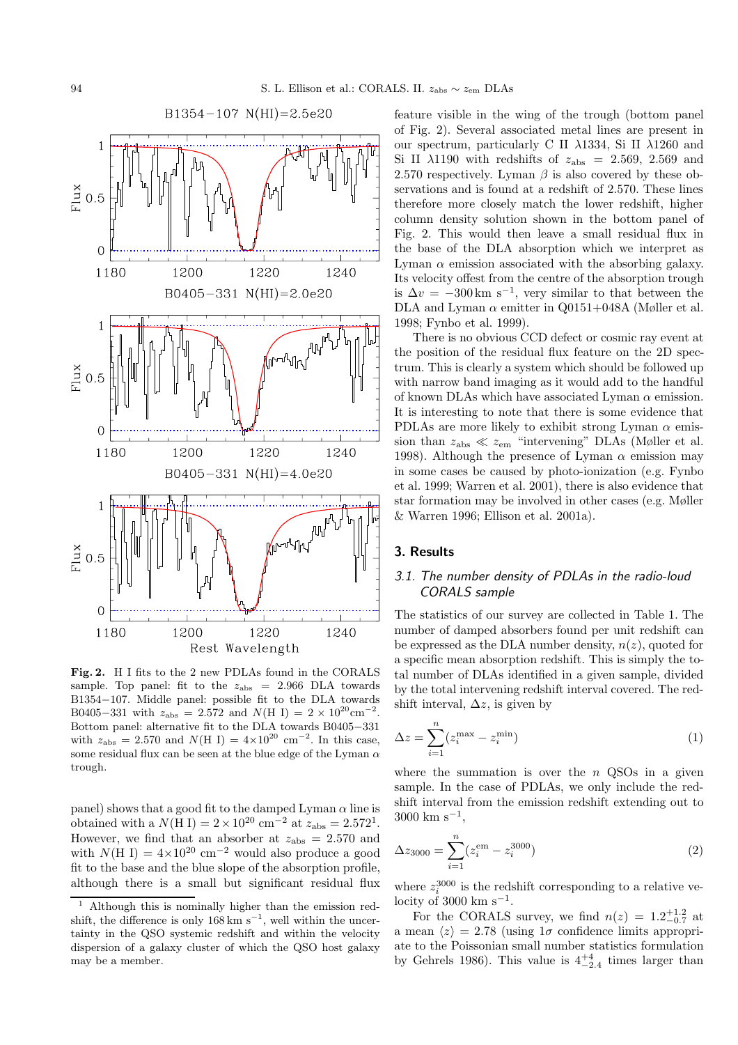B1354−107 N(HI)=2.5e20

Flux

1

0.5

0

1180 1200 1220 1240

B0405−331 N(HI)=2.0e20

Flux

1

0.5

0

1180 1200 1220 1240

B0405−331 N(HI)=4.0e20

Flux

1

0.5

0

1180 1200 1220 1240

Rest Wavelength

**Fig. 2.** H I fits to the 2 new PDLAs found in the CORALS sample. Top panel: fit to the $z_{\rm abs} = 2.966$ DLA towards B1354−107. Middle panel: possible fit to the DLA towards B0405−331 with $z_{\rm abs} = 2.572$ and $N(\mathrm{H\ I}) = 2 \times 10^{20}\mathrm{cm}^{-2}$. Bottom panel: alternative fit to the DLA towards B0405−331 with $z_{\rm abs} = 2.570$ and $N(\mathrm{H\ I}) = 4\times10^{20}$ cm$^{-2}$. In this case, some residual flux can be seen at the blue edge of the Lyman $\alpha$ trough.

panel) shows that a good fit to the damped Lyman $\alpha$ line is obtained with a $N(\mathrm{H\ I}) = 2\times10^{20}$ cm$^{-2}$ at $z_{\rm abs} = 2.572$[1]. However, we find that an absorber at $z_{\rm abs} = 2.570$ and with $N(\mathrm{H\ I}) = 4\times10^{20}$ cm$^{-2}$ would also produce a good fit to the base and the blue slope of the absorption profile, although there is a small but significant residual flux feature visible in the wing of the trough (bottom panel of Fig. 2). Several associated metal lines are present in our spectrum, particularly C II $\lambda$1334, Si II $\lambda$1260 and Si II $\lambda$1190 with redshifts of $z_{\rm abs} = 2.569$, 2.569 and 2.570 respectively. Lyman $\beta$ is also covered by these observations and is found at a redshift of 2.570. These lines therefore more closely match the lower redshift, higher column density solution shown in the bottom panel of Fig. 2. This would then leave a small residual flux in the base of the DLA absorption which we interpret as Lyman $\alpha$ emission associated with the absorbing galaxy. Its velocity offset from the centre of the absorption trough is $\Delta v = -300$ km s$^{-1}$, very similar to that between the DLA and Lyman $\alpha$ emitter in Q0151+048A (Møller et al. 1998; Fynbo et al. 1999).

There is no obvious CCD defect or cosmic ray event at the position of the residual flux feature on the 2D spectrum. This is clearly a system which should be followed up with narrow band imaging as it would add to the handful of known DLAs which have associated Lyman $\alpha$ emission. It is interesting to note that there is some evidence that PDLAs are more likely to exhibit strong Lyman $\alpha$ emission than $z_{\rm abs} \ll z_{\rm em}$ "intervening" DLAs (Møller et al. 1998). Although the presence of Lyman $\alpha$ emission may in some cases be caused by photo-ionization (e.g. Fynbo et al. 1999; Warren et al. 2001), there is also evidence that star formation may be involved in other cases (e.g. Møller & Warren 1996; Ellison et al. 2001a).

[1] Although this is nominally higher than the emission redshift, the difference is only 168 km s$^{-1}$, well within the uncertainty in the QSO systemic redshift and within the velocity dispersion of a galaxy cluster of which the QSO host galaxy may be a member.

## 3. Results

### 3.1. The number density of PDLAs in the radio-loud CORALS sample

The statistics of our survey are collected in Table 1. The number of damped absorbers found per unit redshift can be expressed as the DLA number density, $n(z)$, quoted for a specific mean absorption redshift. This is simply the total number of DLAs identified in a given sample, divided by the total intervening redshift interval covered. The redshift interval, $\Delta z$, is given by

$$\Delta z = \sum_{i=1}^{n}(z_i^{\rm max} - z_i^{\rm min}) \tag{1}$$

where the summation is over the $n$ QSOs in a given sample. In the case of PDLAs, we only include the redshift interval from the emission redshift extending out to 3000 km s$^{-1}$,

$$\Delta z_{3000} = \sum_{i=1}^{n}(z_i^{\rm em} - z_i^{3000}) \tag{2}$$

where $z_i^{3000}$ is the redshift corresponding to a relative velocity of 3000 km s$^{-1}$.

For the CORALS survey, we find $n(z) = 1.2^{+1.2}_{-0.7}$ at a mean $\langle z \rangle = 2.78$ (using 1$\sigma$ confidence limits appropriate to the Poissonian small number statistics formulation by Gehrels 1986). This value is $4^{+4}_{-2.4}$ times larger than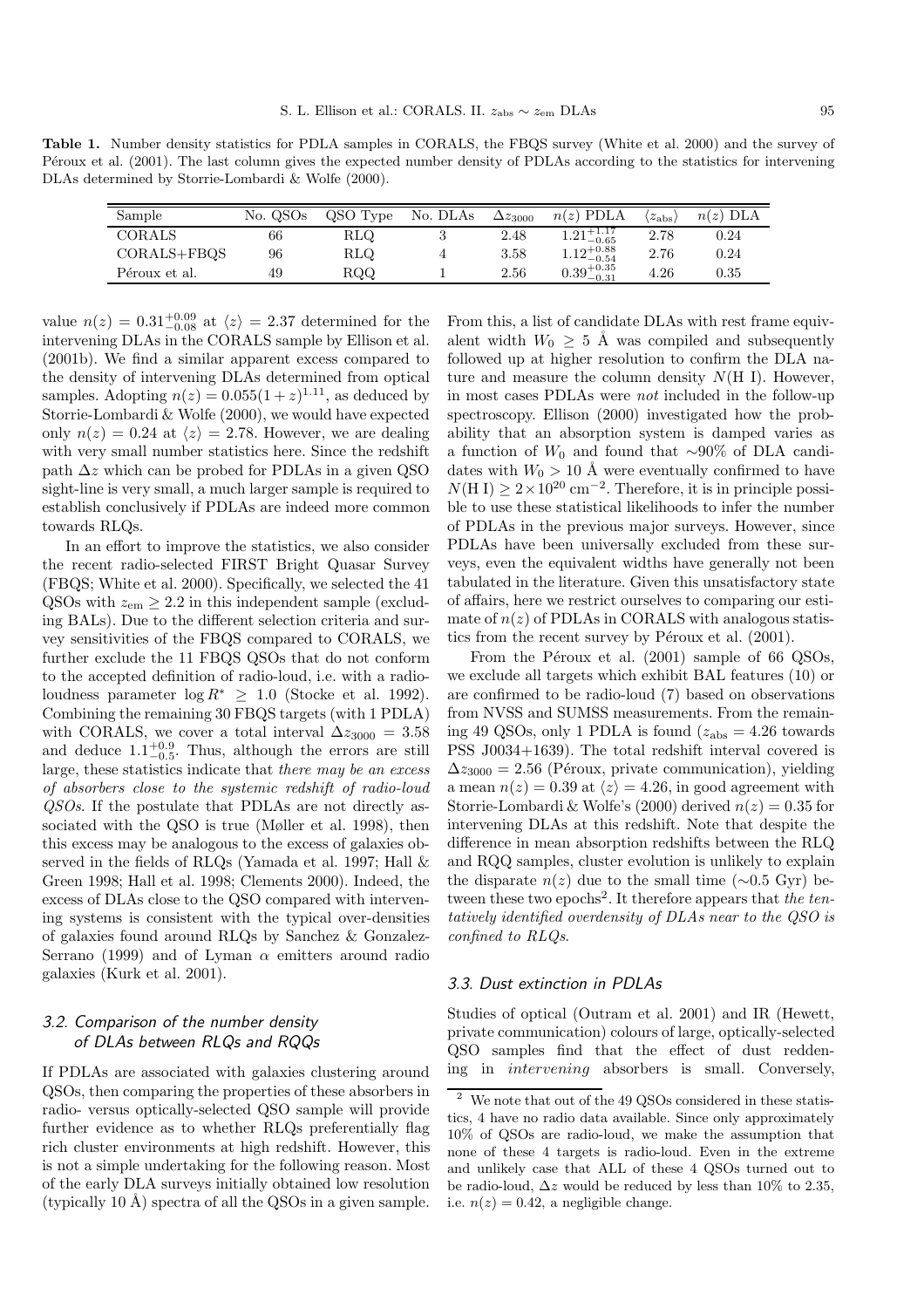**Table 1.** Number density statistics for PDLA samples in CORALS, the FBQS survey (White et al. 2000) and the survey of Péroux et al. (2001). The last column gives the expected number density of PDLAs according to the statistics for intervening DLAs determined by Storrie-Lombardi & Wolfe (2000).

| Sample | No. QSOs | QSO Type | No. DLAs | $\Delta z_{3000}$ | $n(z)$ PDLA | $\langle z_{\rm abs}\rangle$ | $n(z)$ DLA |
|---|---|---|---|---|---|---|---|
| CORALS | 66 | RLQ | 3 | 2.48 | $1.21^{+1.17}_{-0.65}$ | 2.78 | 0.24 |
| CORALS+FBQS | 96 | RLQ | 4 | 3.58 | $1.12^{+0.88}_{-0.54}$ | 2.76 | 0.24 |
| Péroux et al. | 49 | RQQ | 1 | 2.56 | $0.39^{+0.35}_{-0.31}$ | 4.26 | 0.35 |

value $n(z) = 0.31^{+0.09}_{-0.08}$ at $\langle z\rangle = 2.37$ determined for the intervening DLAs in the CORALS sample by Ellison et al. (2001b). We find a similar apparent excess compared to the density of intervening DLAs determined from optical samples. Adopting $n(z) = 0.055(1+z)^{1.11}$, as deduced by Storrie-Lombardi & Wolfe (2000), we would have expected only $n(z) = 0.24$ at $\langle z\rangle = 2.78$. However, we are dealing with very small number statistics here. Since the redshift path $\Delta z$ which can be probed for PDLAs in a given QSO sight-line is very small, a much larger sample is required to establish conclusively if PDLAs are indeed more common towards RLQs.

In an effort to improve the statistics, we also consider the recent radio-selected FIRST Bright Quasar Survey (FBQS; White et al. 2000). Specifically, we selected the 41 QSOs with $z_{\rm em} \geq 2.2$ in this independent sample (excluding BALs). Due to the different selection criteria and survey sensitivities of the FBQS compared to CORALS, we further exclude the 11 FBQS QSOs that do not conform to the accepted definition of radio-loud, i.e. with a radio-loudness parameter $\log R^* \geq 1.0$ (Stocke et al. 1992). Combining the remaining 30 FBQS targets (with 1 PDLA) with CORALS, we cover a total interval $\Delta z_{3000} = 3.58$ and deduce $1.1^{+0.9}_{-0.5}$. Thus, although the errors are still large, these statistics indicate that *there may be an excess of absorbers close to the systemic redshift of radio-loud QSOs*. If the postulate that PDLAs are not directly associated with the QSO is true (Møller et al. 1998), then this excess may be analogous to the excess of galaxies observed in the fields of RLQs (Yamada et al. 1997; Hall & Green 1998; Hall et al. 1998; Clements 2000). Indeed, the excess of DLAs close to the QSO compared with intervening systems is consistent with the typical over-densities of galaxies found around RLQs by Sanchez & Gonzalez-Serrano (1999) and of Lyman $\alpha$ emitters around radio galaxies (Kurk et al. 2001).

### 3.2. Comparison of the number density of DLAs between RLQs and RQQs

If PDLAs are associated with galaxies clustering around QSOs, then comparing the properties of these absorbers in radio- versus optically-selected QSO sample will provide further evidence as to whether RLQs preferentially flag rich cluster environments at high redshift. However, this is not a simple undertaking for the following reason. Most of the early DLA surveys initially obtained low resolution (typically 10 Å) spectra of all the QSOs in a given sample. From this, a list of candidate DLAs with rest frame equivalent width $W_0 \geq 5$ Å was compiled and subsequently followed up at higher resolution to confirm the DLA nature and measure the column density $N$(H I). However, in most cases PDLAs were *not* included in the follow-up spectroscopy. Ellison (2000) investigated how the probability that an absorption system is damped varies as a function of $W_0$ and found that $\sim$90% of DLA candidates with $W_0 > 10$ Å were eventually confirmed to have $N(\rm H\ I) \geq 2\times10^{20}$ cm$^{-2}$. Therefore, it is in principle possible to use these statistical likelihoods to infer the number of PDLAs in the previous major surveys. However, since PDLAs have been universally excluded from these surveys, even the equivalent widths have generally not been tabulated in the literature. Given this unsatisfactory state of affairs, here we restrict ourselves to comparing our estimate of $n(z)$ of PDLAs in CORALS with analogous statistics from the recent survey by Péroux et al. (2001).

From the Péroux et al. (2001) sample of 66 QSOs, we exclude all targets which exhibit BAL features (10) or are confirmed to be radio-loud (7) based on observations from NVSS and SUMSS measurements. From the remaining 49 QSOs, only 1 PDLA is found ($z_{\rm abs} = 4.26$ towards PSS J0034+1639). The total redshift interval covered is $\Delta z_{3000} = 2.56$ (Péroux, private communication), yielding a mean $n(z) = 0.39$ at $\langle z\rangle = 4.26$, in good agreement with Storrie-Lombardi & Wolfe's (2000) derived $n(z) = 0.35$ for intervening DLAs at this redshift. Note that despite the difference in mean absorption redshifts between the RLQ and RQQ samples, cluster evolution is unlikely to explain the disparate $n(z)$ due to the small time ($\sim$0.5 Gyr) between these two epochs[2]. It therefore appears that *the tentatively identified overdensity of DLAs near to the QSO is confined to RLQs*.

### 3.3. Dust extinction in PDLAs

Studies of optical (Outram et al. 2001) and IR (Hewett, private communication) colours of large, optically-selected QSO samples find that the effect of dust reddening in *intervening* absorbers is small. Conversely,

[2] We note that out of the 49 QSOs considered in these statistics, 4 have no radio data available. Since only approximately 10% of QSOs are radio-loud, we make the assumption that none of these 4 targets is radio-loud. Even in the extreme and unlikely case that ALL of these 4 QSOs turned out to be radio-loud, $\Delta z$ would be reduced by less than 10% to 2.35, i.e. $n(z) = 0.42$, a negligible change.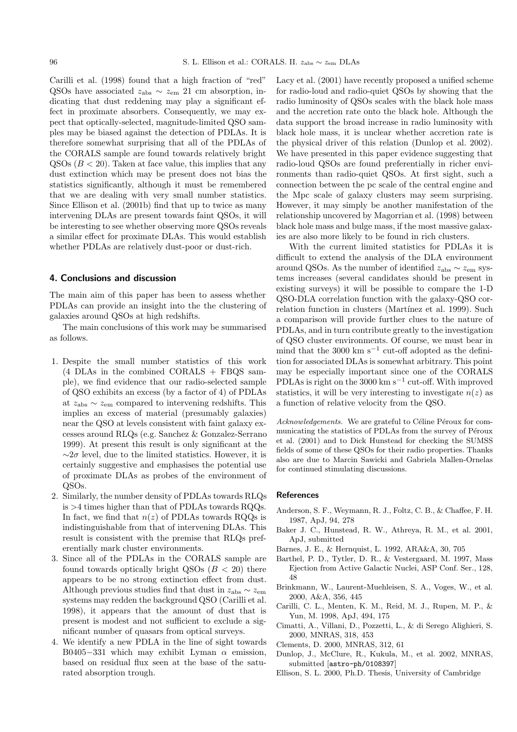Carilli et al. (1998) found that a high fraction of "red" QSOs have associated $z_{\rm abs} \sim z_{\rm em}$ 21 cm absorption, indicating that dust reddening may play a significant effect in proximate absorbers. Consequently, we may expect that optically-selected, magnitude-limited QSO samples may be biased against the detection of PDLAs. It is therefore somewhat surprising that all of the PDLAs of the CORALS sample are found towards relatively bright QSOs ($B < 20$). Taken at face value, this implies that any dust extinction which may be present does not bias the statistics significantly, although it must be remembered that we are dealing with very small number statistics. Since Ellison et al. (2001b) find that up to twice as many intervening DLAs are present towards faint QSOs, it will be interesting to see whether observing more QSOs reveals a similar effect for proximate DLAs. This would establish whether PDLAs are relatively dust-poor or dust-rich.

## 4. Conclusions and discussion

The main aim of this paper has been to assess whether PDLAs can provide an insight into the the clustering of galaxies around QSOs at high redshifts.

The main conclusions of this work may be summarised as follows.

1. Despite the small number statistics of this work (4 DLAs in the combined CORALS + FBQS sample), we find evidence that our radio-selected sample of QSO exhibits an excess (by a factor of 4) of PDLAs at $z_{\rm abs} \sim z_{\rm em}$ compared to intervening redshifts. This implies an excess of material (presumably galaxies) near the QSO at levels consistent with faint galaxy excesses around RLQs (e.g. Sanchez & Gonzalez-Serrano 1999). At present this result is only significant at the $\sim 2\sigma$ level, due to the limited statistics. However, it is certainly suggestive and emphasises the potential use of proximate DLAs as probes of the environment of QSOs.
2. Similarly, the number density of PDLAs towards RLQs is >4 times higher than that of PDLAs towards RQQs. In fact, we find that $n(z)$ of PDLAs towards RQQs is indistinguishable from that of intervening DLAs. This result is consistent with the premise that RLQs preferentially mark cluster environments.
3. Since all of the PDLAs in the CORALS sample are found towards optically bright QSOs ($B < 20$) there appears to be no strong extinction effect from dust. Although previous studies find that dust in $z_{\rm abs} \sim z_{\rm em}$ systems may redden the background QSO (Carilli et al. 1998), it appears that the amount of dust that is present is modest and not sufficient to exclude a significant number of quasars from optical surveys.
4. We identify a new PDLA in the line of sight towards B0405−331 which may exhibit Lyman $\alpha$ emission, based on residual flux seen at the base of the saturated absorption trough.

Lacy et al. (2001) have recently proposed a unified scheme for radio-loud and radio-quiet QSOs by showing that the radio luminosity of QSOs scales with the black hole mass and the accretion rate onto the black hole. Although the data support the broad increase in radio luminosity with black hole mass, it is unclear whether accretion rate is the physical driver of this relation (Dunlop et al. 2002). We have presented in this paper evidence suggesting that radio-loud QSOs are found preferentially in richer environments than radio-quiet QSOs. At first sight, such a connection between the pc scale of the central engine and the Mpc scale of galaxy clusters may seem surprising. However, it may simply be another manifestation of the relationship uncovered by Magorrian et al. (1998) between black hole mass and bulge mass, if the most massive galaxies are also more likely to be found in rich clusters.

With the current limited statistics for PDLAs it is difficult to extend the analysis of the DLA environment around QSOs. As the number of identified $z_{\rm abs} \sim z_{\rm em}$ systems increases (several candidates should be present in existing surveys) it will be possible to compare the 1-D QSO-DLA correlation function with the galaxy-QSO correlation function in clusters (Martínez et al. 1999). Such a comparison will provide further clues to the nature of PDLAs, and in turn contribute greatly to the investigation of QSO cluster environments. Of course, we must bear in mind that the 3000 km s$^{-1}$ cut-off adopted as the definition for associated DLAs is somewhat arbitrary. This point may be especially important since one of the CORALS PDLAs is right on the 3000 km s$^{-1}$ cut-off. With improved statistics, it will be very interesting to investigate $n(z)$ as a function of relative velocity from the QSO.

*Acknowledgements.* We are grateful to Céline Péroux for communicating the statistics of PDLAs from the survey of Péroux et al. (2001) and to Dick Hunstead for checking the SUMSS fields of some of these QSOs for their radio properties. Thanks also are due to Marcin Sawicki and Gabriela Mallen-Ornelas for continued stimulating discussions.

## References

Anderson, S. F., Weymann, R. J., Foltz, C. B., & Chaffee, F. H. 1987, ApJ, 94, 278

Baker J. C., Hunstead, R. W., Athreya, R. M., et al. 2001, ApJ, submitted

Barnes, J. E., & Hernquist, L. 1992, ARA&A, 30, 705

Barthel, P. D., Tytler, D. R., & Vestergaard, M. 1997, Mass Ejection from Active Galactic Nuclei, ASP Conf. Ser., 128, 48

Brinkmann, W., Laurent-Muehleisen, S. A., Voges, W., et al. 2000, A&A, 356, 445

Carilli, C. L., Menten, K. M., Reid, M. J., Rupen, M. P., & Yun, M. 1998, ApJ, 494, 175

Cimatti, A., Villani, D., Pozzetti, L., & di Serego Alighieri, S. 2000, MNRAS, 318, 453

Clements, D. 2000, MNRAS, 312, 61

Dunlop, J., McClure, R., Kukula, M., et al. 2002, MNRAS, submitted [astro-ph/0108397]

Ellison, S. L. 2000, Ph.D. Thesis, University of Cambridge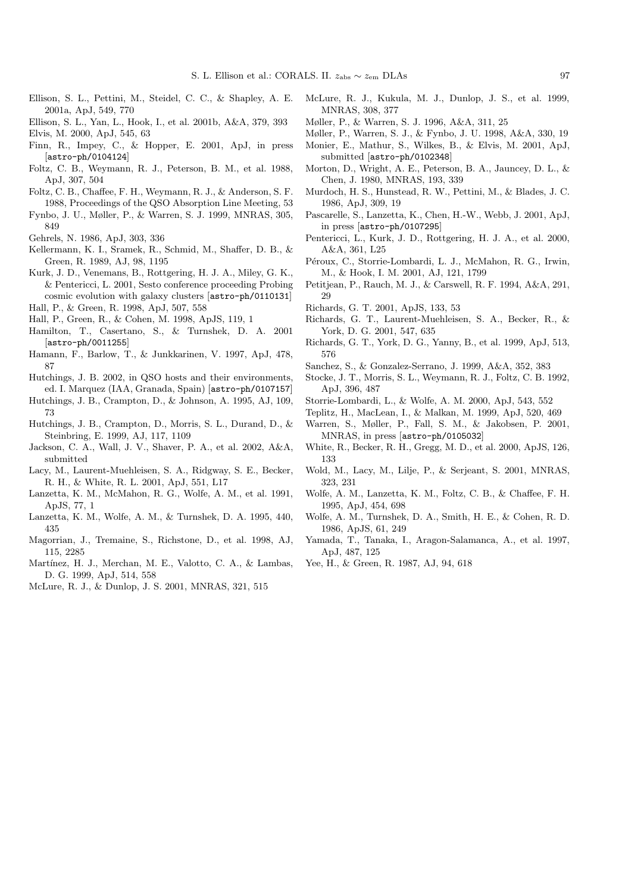Ellison, S. L., Pettini, M., Steidel, C. C., & Shapley, A. E. 2001a, ApJ, 549, 770

Ellison, S. L., Yan, L., Hook, I., et al. 2001b, A&A, 379, 393

Elvis, M. 2000, ApJ, 545, 63

Finn, R., Impey, C., & Hopper, E. 2001, ApJ, in press [astro-ph/0104124]

Foltz, C. B., Weymann, R. J., Peterson, B. M., et al. 1988, ApJ, 307, 504

Foltz, C. B., Chaffee, F. H., Weymann, R. J., & Anderson, S. F. 1988, Proceedings of the QSO Absorption Line Meeting, 53

Fynbo, J. U., Møller, P., & Warren, S. J. 1999, MNRAS, 305, 849

Gehrels, N. 1986, ApJ, 303, 336

Kellermann, K. I., Sramek, R., Schmid, M., Shaffer, D. B., & Green, R. 1989, AJ, 98, 1195

Kurk, J. D., Venemans, B., Rottgering, H. J. A., Miley, G. K., & Pentericci, L. 2001, Sesto conference proceeding Probing cosmic evolution with galaxy clusters [astro-ph/0110131]

Hall, P., & Green, R. 1998, ApJ, 507, 558

Hall, P., Green, R., & Cohen, M. 1998, ApJS, 119, 1

Hamilton, T., Casertano, S., & Turnshek, D. A. 2001 [astro-ph/0011255]

Hamann, F., Barlow, T., & Junkkarinen, V. 1997, ApJ, 478, 87

Hutchings, J. B. 2002, in QSO hosts and their environments, ed. I. Marquez (IAA, Granada, Spain) [astro-ph/0107157]

Hutchings, J. B., Crampton, D., & Johnson, A. 1995, AJ, 109, 73

Hutchings, J. B., Crampton, D., Morris, S. L., Durand, D., & Steinbring, E. 1999, AJ, 117, 1109

Jackson, C. A., Wall, J. V., Shaver, P. A., et al. 2002, A&A, submitted

Lacy, M., Laurent-Muehleisen, S. A., Ridgway, S. E., Becker, R. H., & White, R. L. 2001, ApJ, 551, L17

Lanzetta, K. M., McMahon, R. G., Wolfe, A. M., et al. 1991, ApJS, 77, 1

Lanzetta, K. M., Wolfe, A. M., & Turnshek, D. A. 1995, 440, 435

Magorrian, J., Tremaine, S., Richstone, D., et al. 1998, AJ, 115, 2285

Martínez, H. J., Merchan, M. E., Valotto, C. A., & Lambas, D. G. 1999, ApJ, 514, 558

McLure, R. J., & Dunlop, J. S. 2001, MNRAS, 321, 515

McLure, R. J., Kukula, M. J., Dunlop, J. S., et al. 1999, MNRAS, 308, 377

Møller, P., & Warren, S. J. 1996, A&A, 311, 25

Møller, P., Warren, S. J., & Fynbo, J. U. 1998, A&A, 330, 19

Monier, E., Mathur, S., Wilkes, B., & Elvis, M. 2001, ApJ, submitted [astro-ph/0102348]

Morton, D., Wright, A. E., Peterson, B. A., Jauncey, D. L., & Chen, J. 1980, MNRAS, 193, 339

Murdoch, H. S., Hunstead, R. W., Pettini, M., & Blades, J. C. 1986, ApJ, 309, 19

Pascarelle, S., Lanzetta, K., Chen, H.-W., Webb, J. 2001, ApJ, in press [astro-ph/0107295]

Pentericci, L., Kurk, J. D., Rottgering, H. J. A., et al. 2000, A&A, 361, L25

Péroux, C., Storrie-Lombardi, L. J., McMahon, R. G., Irwin, M., & Hook, I. M. 2001, AJ, 121, 1799

Petitjean, P., Rauch, M. J., & Carswell, R. F. 1994, A&A, 291, 29

Richards, G. T. 2001, ApJS, 133, 53

Richards, G. T., Laurent-Muehleisen, S. A., Becker, R., & York, D. G. 2001, 547, 635

Richards, G. T., York, D. G., Yanny, B., et al. 1999, ApJ, 513, 576

Sanchez, S., & Gonzalez-Serrano, J. 1999, A&A, 352, 383

Stocke, J. T., Morris, S. L., Weymann, R. J., Foltz, C. B. 1992, ApJ, 396, 487

Storrie-Lombardi, L., & Wolfe, A. M. 2000, ApJ, 543, 552

Teplitz, H., MacLean, I., & Malkan, M. 1999, ApJ, 520, 469

Warren, S., Møller, P., Fall, S. M., & Jakobsen, P. 2001, MNRAS, in press [astro-ph/0105032]

White, R., Becker, R. H., Gregg, M. D., et al. 2000, ApJS, 126, 133

Wold, M., Lacy, M., Lilje, P., & Serjeant, S. 2001, MNRAS, 323, 231

Wolfe, A. M., Lanzetta, K. M., Foltz, C. B., & Chaffee, F. H. 1995, ApJ, 454, 698

Wolfe, A. M., Turnshek, D. A., Smith, H. E., & Cohen, R. D. 1986, ApJS, 61, 249

Yamada, T., Tanaka, I., Aragon-Salamanca, A., et al. 1997, ApJ, 487, 125

Yee, H., & Green, R. 1987, AJ, 94, 618